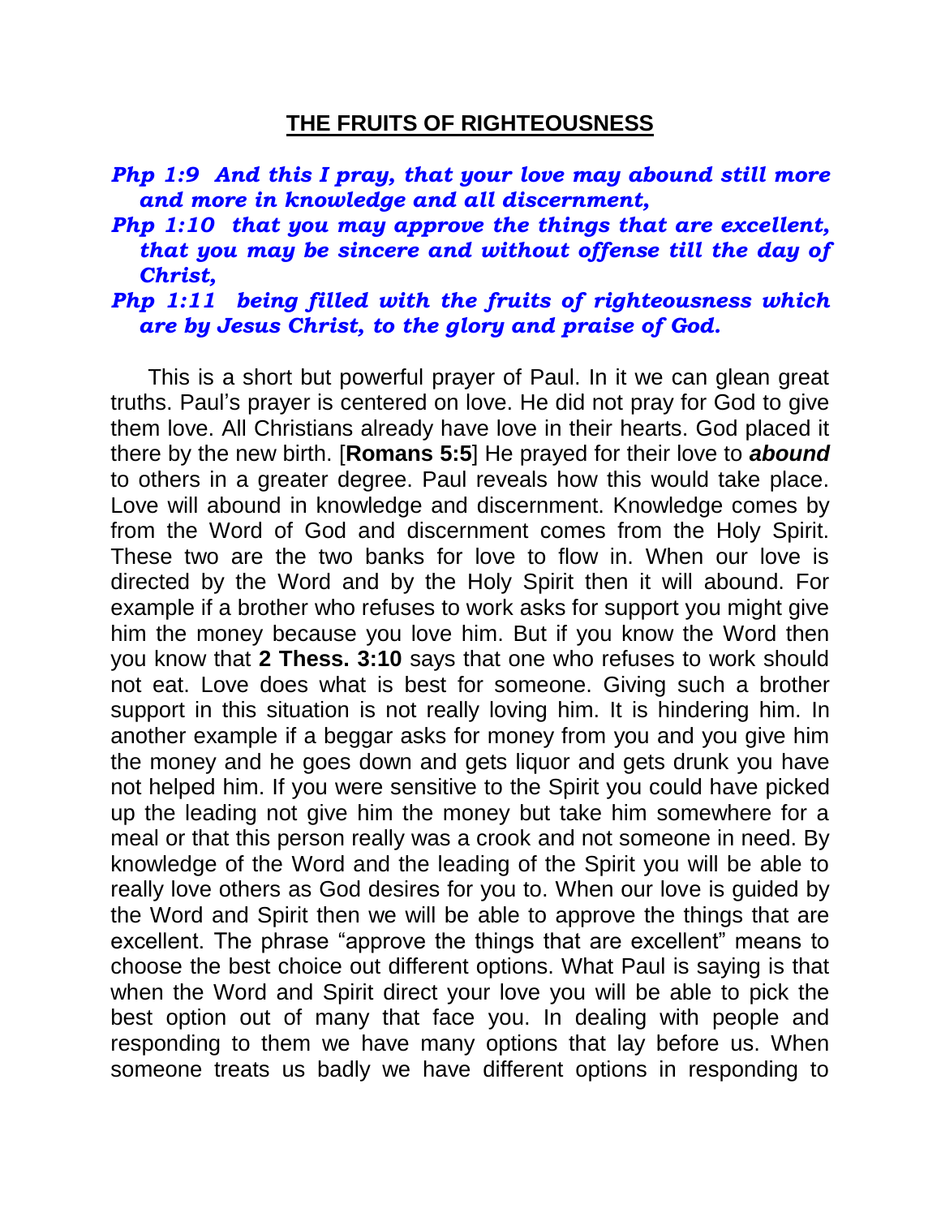## THE FRUITS OF RIGHTEOUSNESS

***Php 1:9  And this I pray, that your love may abound still more and more in knowledge and all discernment,***

***Php 1:10  that you may approve the things that are excellent, that you may be sincere and without offense till the day of Christ,***

***Php 1:11  being filled with the fruits of righteousness which are by Jesus Christ, to the glory and praise of God.***

This is a short but powerful prayer of Paul. In it we can glean great truths. Paul's prayer is centered on love. He did not pray for God to give them love. All Christians already have love in their hearts. God placed it there by the new birth. [**Romans 5:5**] He prayed for their love to ***abound*** to others in a greater degree. Paul reveals how this would take place. Love will abound in knowledge and discernment. Knowledge comes by from the Word of God and discernment comes from the Holy Spirit. These two are the two banks for love to flow in. When our love is directed by the Word and by the Holy Spirit then it will abound. For example if a brother who refuses to work asks for support you might give him the money because you love him. But if you know the Word then you know that **2 Thess. 3:10** says that one who refuses to work should not eat. Love does what is best for someone. Giving such a brother support in this situation is not really loving him. It is hindering him. In another example if a beggar asks for money from you and you give him the money and he goes down and gets liquor and gets drunk you have not helped him. If you were sensitive to the Spirit you could have picked up the leading not give him the money but take him somewhere for a meal or that this person really was a crook and not someone in need. By knowledge of the Word and the leading of the Spirit you will be able to really love others as God desires for you to. When our love is guided by the Word and Spirit then we will be able to approve the things that are excellent. The phrase "approve the things that are excellent" means to choose the best choice out different options. What Paul is saying is that when the Word and Spirit direct your love you will be able to pick the best option out of many that face you. In dealing with people and responding to them we have many options that lay before us. When someone treats us badly we have different options in responding to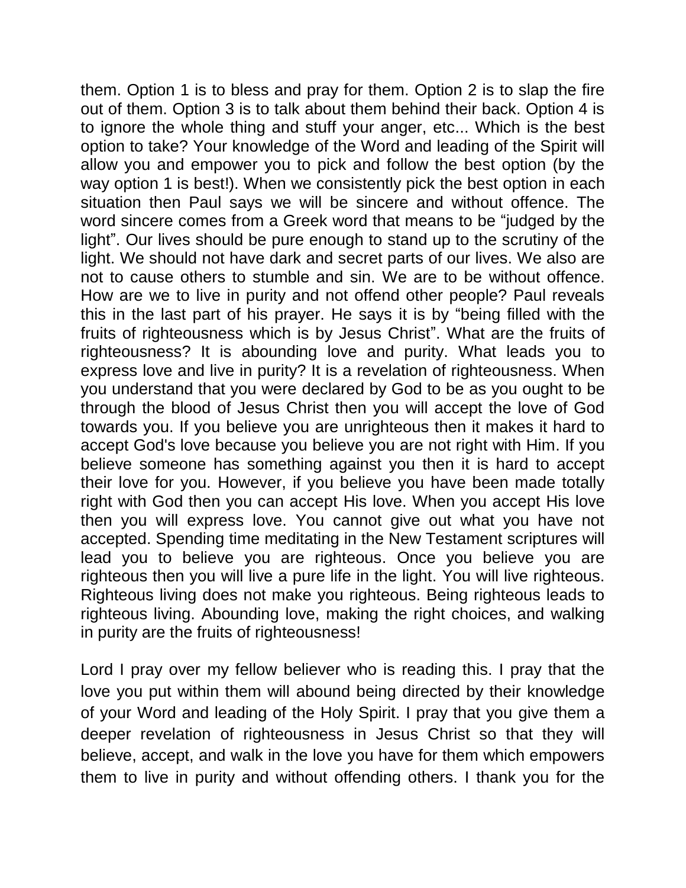them. Option 1 is to bless and pray for them. Option 2 is to slap the fire out of them. Option 3 is to talk about them behind their back. Option 4 is to ignore the whole thing and stuff your anger, etc... Which is the best option to take? Your knowledge of the Word and leading of the Spirit will allow you and empower you to pick and follow the best option (by the way option 1 is best!). When we consistently pick the best option in each situation then Paul says we will be sincere and without offence. The word sincere comes from a Greek word that means to be "judged by the light". Our lives should be pure enough to stand up to the scrutiny of the light. We should not have dark and secret parts of our lives. We also are not to cause others to stumble and sin. We are to be without offence. How are we to live in purity and not offend other people? Paul reveals this in the last part of his prayer. He says it is by "being filled with the fruits of righteousness which is by Jesus Christ". What are the fruits of righteousness? It is abounding love and purity. What leads you to express love and live in purity? It is a revelation of righteousness. When you understand that you were declared by God to be as you ought to be through the blood of Jesus Christ then you will accept the love of God towards you. If you believe you are unrighteous then it makes it hard to accept God's love because you believe you are not right with Him. If you believe someone has something against you then it is hard to accept their love for you. However, if you believe you have been made totally right with God then you can accept His love. When you accept His love then you will express love. You cannot give out what you have not accepted. Spending time meditating in the New Testament scriptures will lead you to believe you are righteous. Once you believe you are righteous then you will live a pure life in the light. You will live righteous. Righteous living does not make you righteous. Being righteous leads to righteous living. Abounding love, making the right choices, and walking in purity are the fruits of righteousness!

Lord I pray over my fellow believer who is reading this. I pray that the love you put within them will abound being directed by their knowledge of your Word and leading of the Holy Spirit. I pray that you give them a deeper revelation of righteousness in Jesus Christ so that they will believe, accept, and walk in the love you have for them which empowers them to live in purity and without offending others. I thank you for the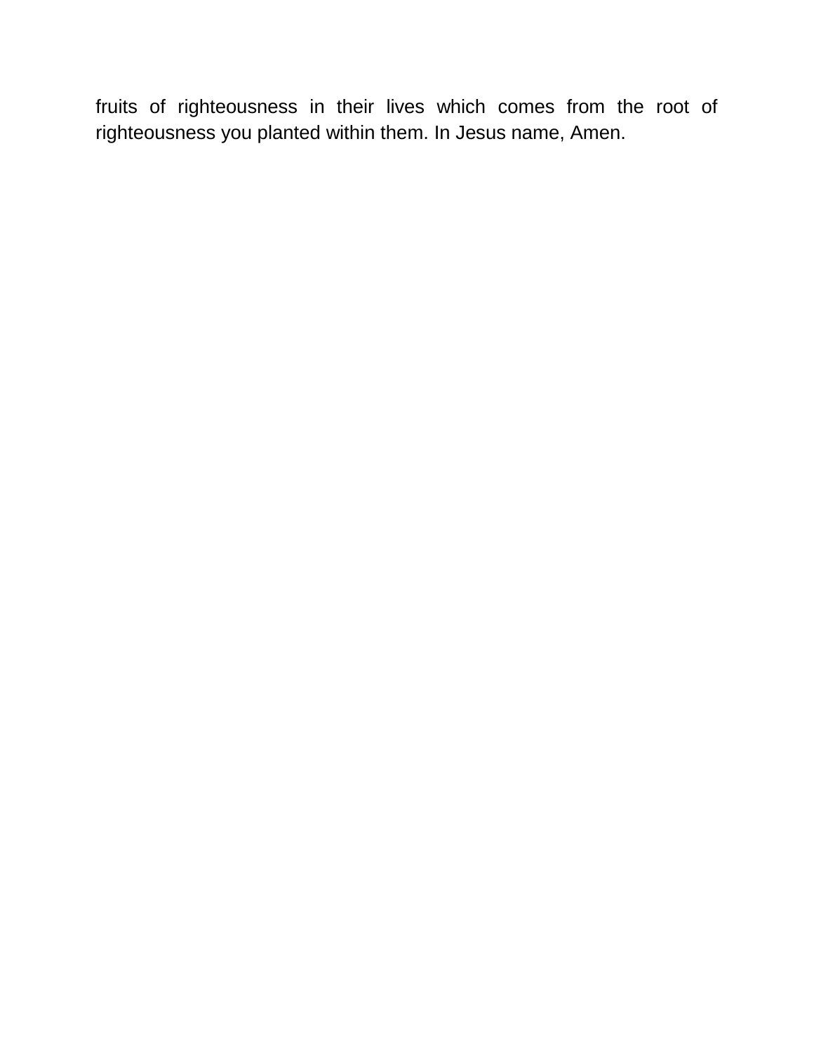fruits of righteousness in their lives which comes from the root of righteousness you planted within them. In Jesus name, Amen.